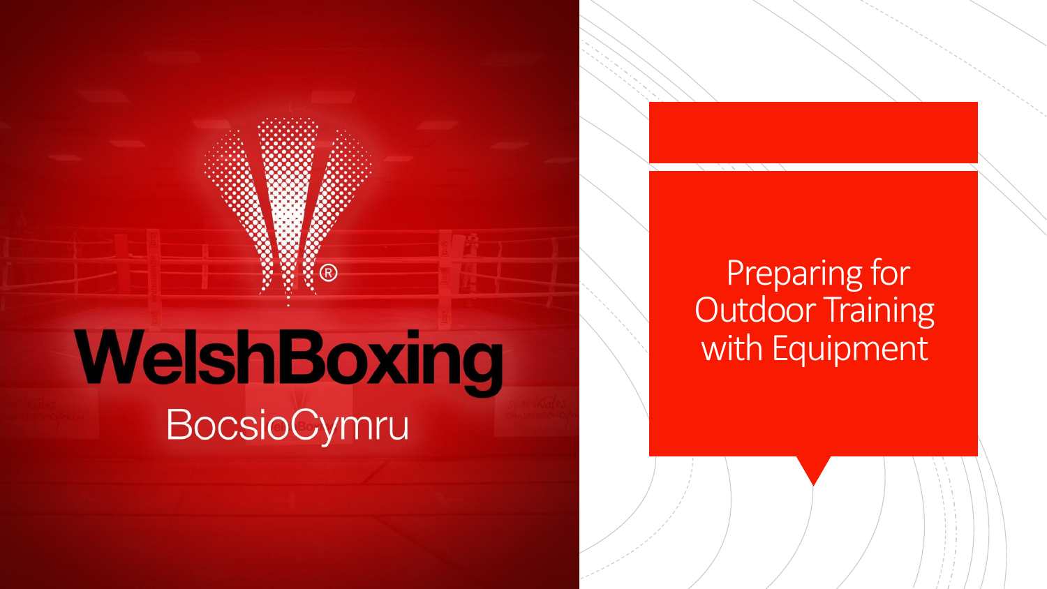WelshBoxing

BocsioCymru

# Preparing for Outdoor Training with Equipment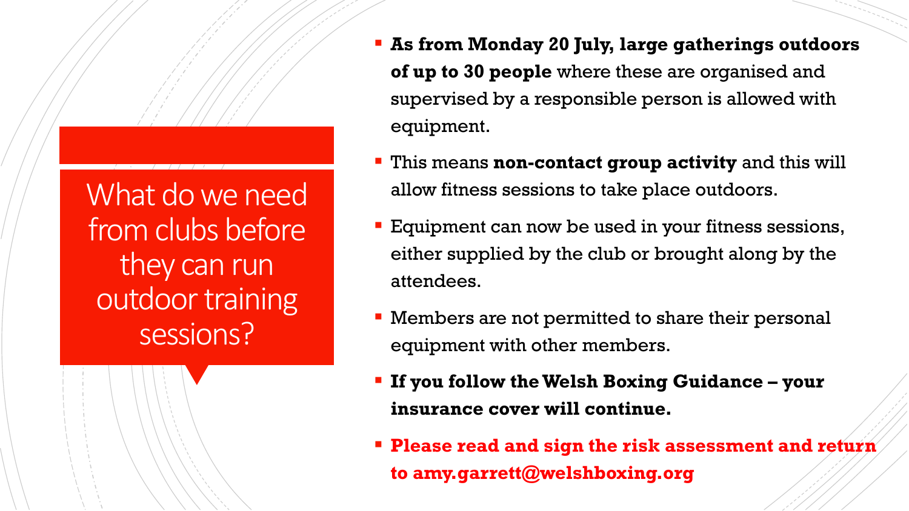# What do we need from clubs before they can run outdoor training sessions?

- **As from Monday 20 July, large gatherings outdoors of up to 30 people** where these are organised and supervised by a responsible person is allowed with equipment.
- This means **non-contact group activity** and this will allow fitness sessions to take place outdoors.
- Equipment can now be used in your fitness sessions, either supplied by the club or brought along by the attendees.
- Members are not permitted to share their personal equipment with other members.
- **If you follow the Welsh Boxing Guidance – your insurance cover will continue.**
- **Please read and sign the risk assessment and return to amy.garrett@welshboxing.org**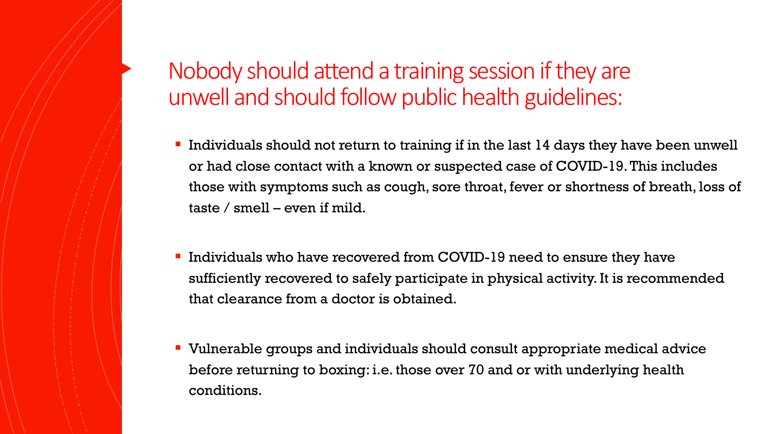## Nobody should attend a training session if they are unwell and should follow public health guidelines:

- Individuals should not return to training if in the last 14 days they have been unwell or had close contact with a known or suspected case of COVID-19. This includes those with symptoms such as cough, sore throat, fever or shortness of breath, loss of taste / smell – even if mild.

- Individuals who have recovered from COVID-19 need to ensure they have sufficiently recovered to safely participate in physical activity. It is recommended that clearance from a doctor is obtained.

- Vulnerable groups and individuals should consult appropriate medical advice before returning to boxing: i.e. those over 70 and or with underlying health conditions.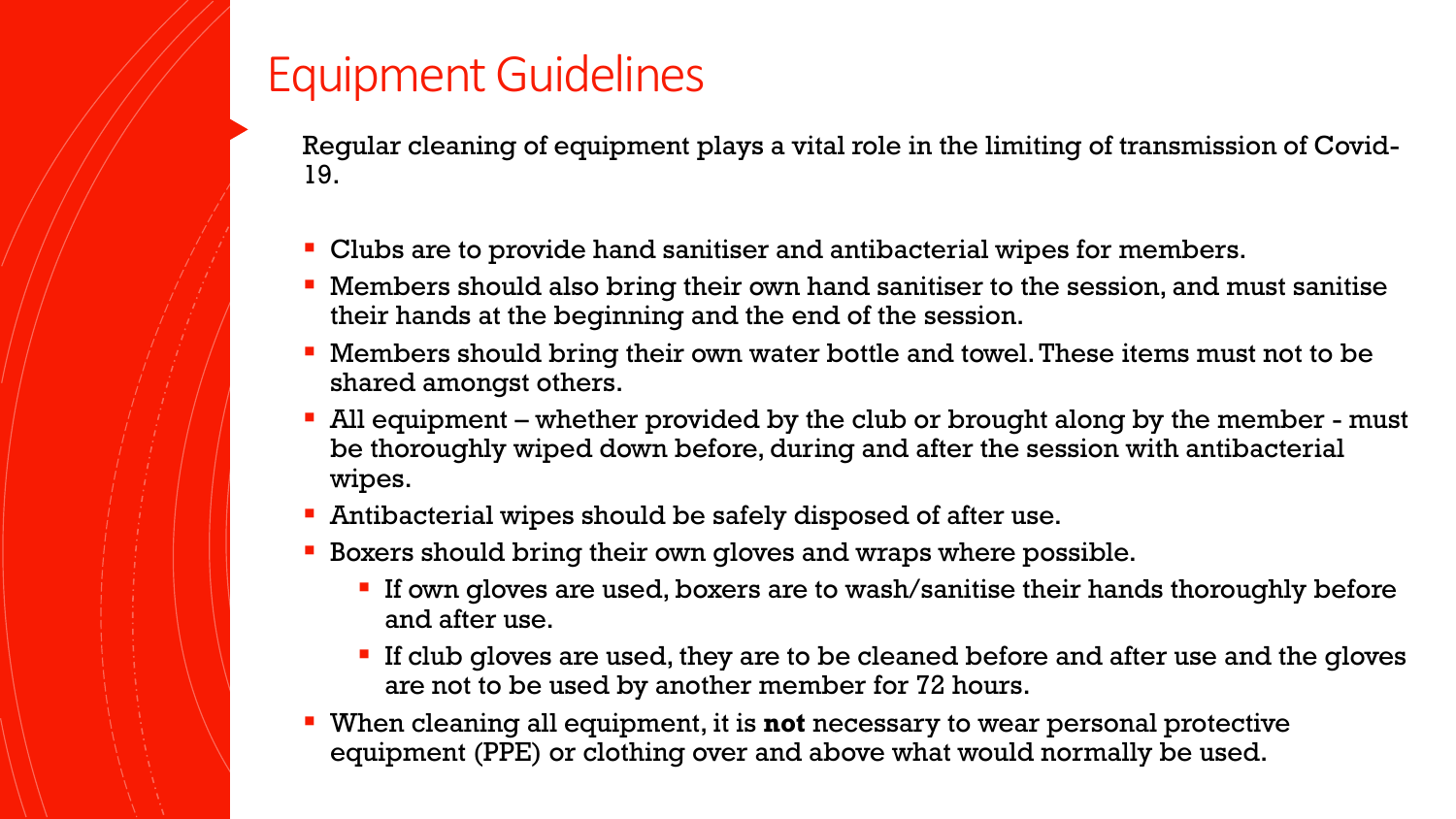# Equipment Guidelines

Regular cleaning of equipment plays a vital role in the limiting of transmission of Covid-19.

- Clubs are to provide hand sanitiser and antibacterial wipes for members.
- Members should also bring their own hand sanitiser to the session, and must sanitise their hands at the beginning and the end of the session.
- Members should bring their own water bottle and towel. These items must not to be shared amongst others.
- All equipment – whether provided by the club or brought along by the member - must be thoroughly wiped down before, during and after the session with antibacterial wipes.
- Antibacterial wipes should be safely disposed of after use.
- Boxers should bring their own gloves and wraps where possible.
    - If own gloves are used, boxers are to wash/sanitise their hands thoroughly before and after use.
    - If club gloves are used, they are to be cleaned before and after use and the gloves are not to be used by another member for 72 hours.
- When cleaning all equipment, it is **not** necessary to wear personal protective equipment (PPE) or clothing over and above what would normally be used.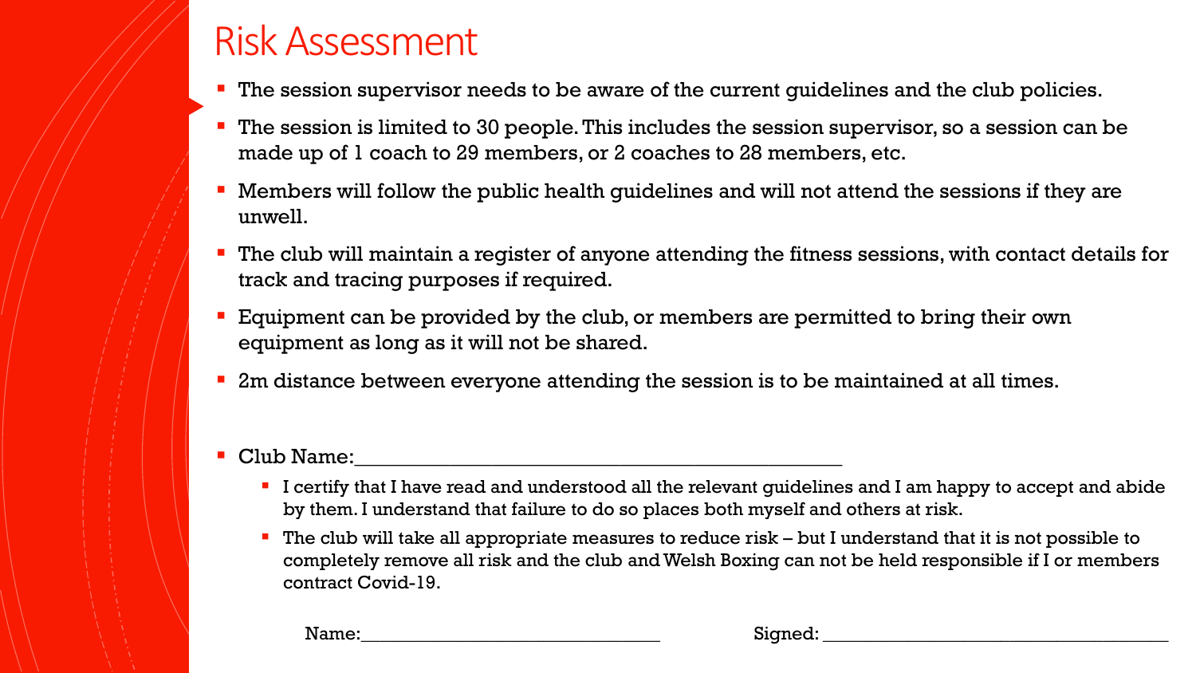# Risk Assessment

- The session supervisor needs to be aware of the current guidelines and the club policies.
- The session is limited to 30 people. This includes the session supervisor, so a session can be made up of 1 coach to 29 members, or 2 coaches to 28 members, etc.
- Members will follow the public health guidelines and will not attend the sessions if they are unwell.
- The club will maintain a register of anyone attending the fitness sessions, with contact details for track and tracing purposes if required.
- Equipment can be provided by the club, or members are permitted to bring their own equipment as long as it will not be shared.
- 2m distance between everyone attending the session is to be maintained at all times.

- Club Name:_______________________________________________
  - I certify that I have read and understood all the relevant guidelines and I am happy to accept and abide by them. I understand that failure to do so places both myself and others at risk.
  - The club will take all appropriate measures to reduce risk – but I understand that it is not possible to completely remove all risk and the club and Welsh Boxing can not be held responsible if I or members contract Covid-19.

Name:______________________________ Signed: ___________________________________